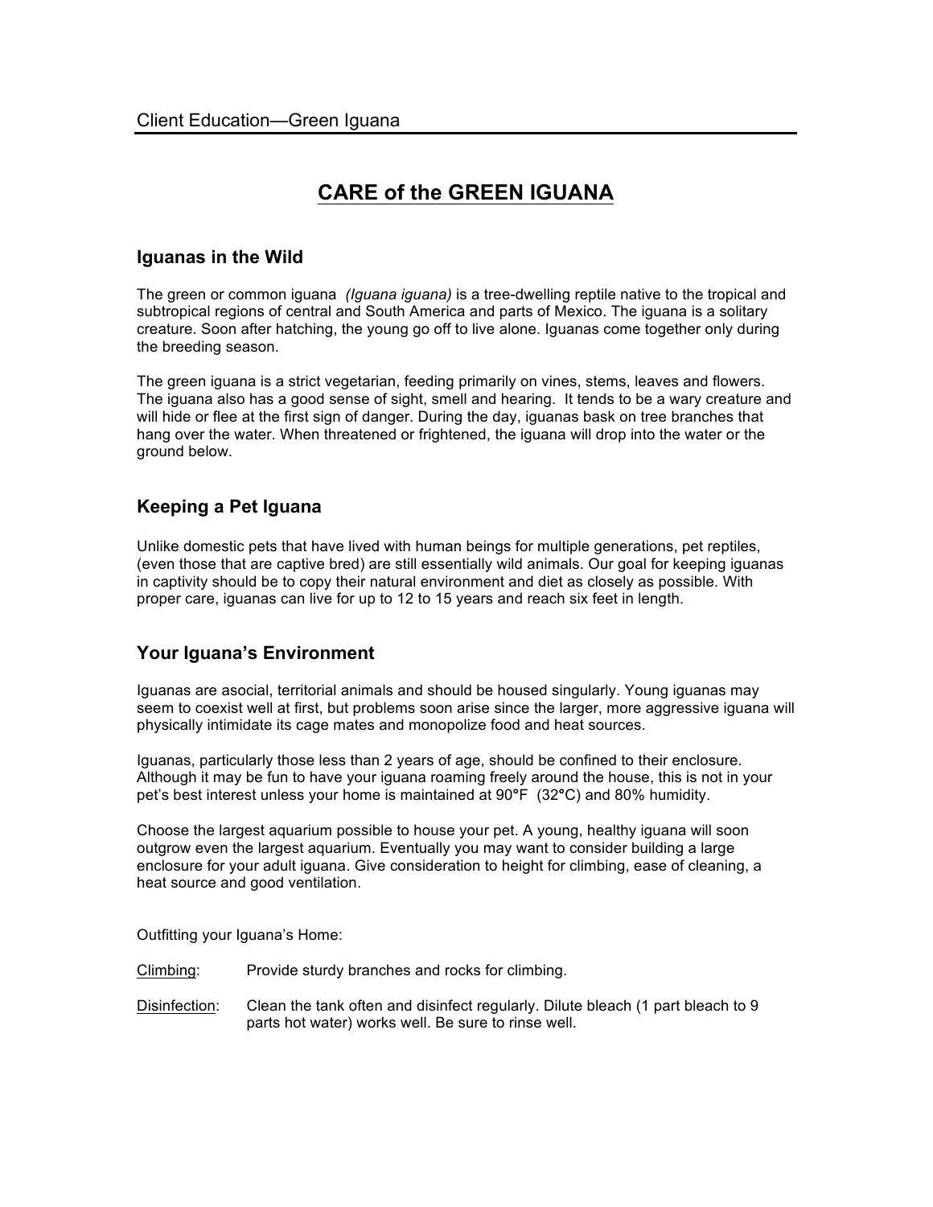# CARE of the GREEN IGUANA

## Iguanas in the Wild

The green or common iguana *(Iguana iguana)* is a tree-dwelling reptile native to the tropical and subtropical regions of central and South America and parts of Mexico. The iguana is a solitary creature. Soon after hatching, the young go off to live alone. Iguanas come together only during the breeding season.

The green iguana is a strict vegetarian, feeding primarily on vines, stems, leaves and flowers. The iguana also has a good sense of sight, smell and hearing. It tends to be a wary creature and will hide or flee at the first sign of danger. During the day, iguanas bask on tree branches that hang over the water. When threatened or frightened, the iguana will drop into the water or the ground below.

## Keeping a Pet Iguana

Unlike domestic pets that have lived with human beings for multiple generations, pet reptiles, (even those that are captive bred) are still essentially wild animals. Our goal for keeping iguanas in captivity should be to copy their natural environment and diet as closely as possible. With proper care, iguanas can live for up to 12 to 15 years and reach six feet in length.

## Your Iguana's Environment

Iguanas are asocial, territorial animals and should be housed singularly. Young iguanas may seem to coexist well at first, but problems soon arise since the larger, more aggressive iguana will physically intimidate its cage mates and monopolize food and heat sources.

Iguanas, particularly those less than 2 years of age, should be confined to their enclosure. Although it may be fun to have your iguana roaming freely around the house, this is not in your pet's best interest unless your home is maintained at 90°F (32°C) and 80% humidity.

Choose the largest aquarium possible to house your pet. A young, healthy iguana will soon outgrow even the largest aquarium. Eventually you may want to consider building a large enclosure for your adult iguana. Give consideration to height for climbing, ease of cleaning, a heat source and good ventilation.

Outfitting your Iguana's Home:

<u>Climbing</u>: Provide sturdy branches and rocks for climbing.

<u>Disinfection</u>: Clean the tank often and disinfect regularly. Dilute bleach (1 part bleach to 9 parts hot water) works well. Be sure to rinse well.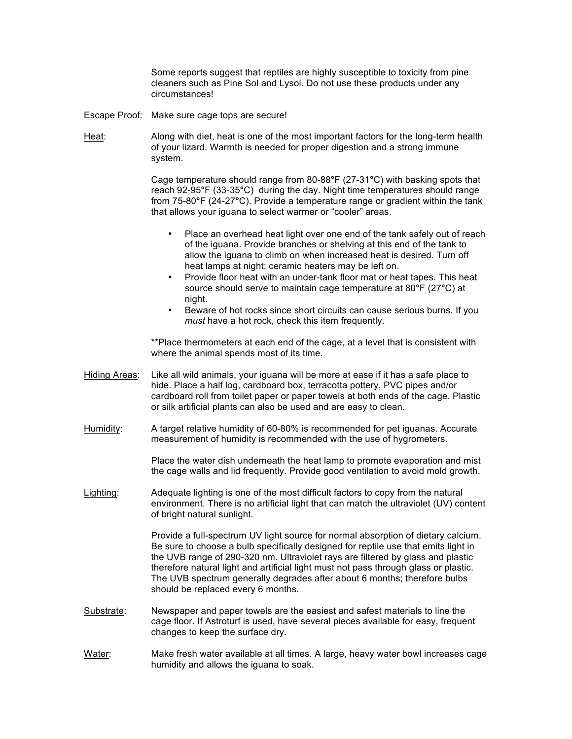Some reports suggest that reptiles are highly susceptible to toxicity from pine cleaners such as Pine Sol and Lysol. Do not use these products under any circumstances!

<u>Escape Proof</u>: Make sure cage tops are secure!

<u>Heat</u>: Along with diet, heat is one of the most important factors for the long-term health of your lizard. Warmth is needed for proper digestion and a strong immune system.

Cage temperature should range from 80-88°F (27-31°C) with basking spots that reach 92-95°F (33-35°C) during the day. Night time temperatures should range from 75-80°F (24-27°C). Provide a temperature range or gradient within the tank that allows your iguana to select warmer or "cooler" areas.

- Place an overhead heat light over one end of the tank safely out of reach of the iguana. Provide branches or shelving at this end of the tank to allow the iguana to climb on when increased heat is desired. Turn off heat lamps at night; ceramic heaters may be left on.
- Provide floor heat with an under-tank floor mat or heat tapes. This heat source should serve to maintain cage temperature at 80°F (27°C) at night.
- Beware of hot rocks since short circuits can cause serious burns. If you *must* have a hot rock, check this item frequently.

**Place thermometers at each end of the cage, at a level that is consistent with where the animal spends most of its time.

<u>Hiding Areas</u>: Like all wild animals, your iguana will be more at ease if it has a safe place to hide. Place a half log, cardboard box, terracotta pottery, PVC pipes and/or cardboard roll from toilet paper or paper towels at both ends of the cage. Plastic or silk artificial plants can also be used and are easy to clean.

<u>Humidity</u>: A target relative humidity of 60-80% is recommended for pet iguanas. Accurate measurement of humidity is recommended with the use of hygrometers.

Place the water dish underneath the heat lamp to promote evaporation and mist the cage walls and lid frequently. Provide good ventilation to avoid mold growth.

<u>Lighting</u>: Adequate lighting is one of the most difficult factors to copy from the natural environment. There is no artificial light that can match the ultraviolet (UV) content of bright natural sunlight.

Provide a full-spectrum UV light source for normal absorption of dietary calcium. Be sure to choose a bulb specifically designed for reptile use that emits light in the UVB range of 290-320 nm. Ultraviolet rays are filtered by glass and plastic therefore natural light and artificial light must not pass through glass or plastic. The UVB spectrum generally degrades after about 6 months; therefore bulbs should be replaced every 6 months.

<u>Substrate</u>: Newspaper and paper towels are the easiest and safest materials to line the cage floor. If Astroturf is used, have several pieces available for easy, frequent changes to keep the surface dry.

<u>Water</u>: Make fresh water available at all times. A large, heavy water bowl increases cage humidity and allows the iguana to soak.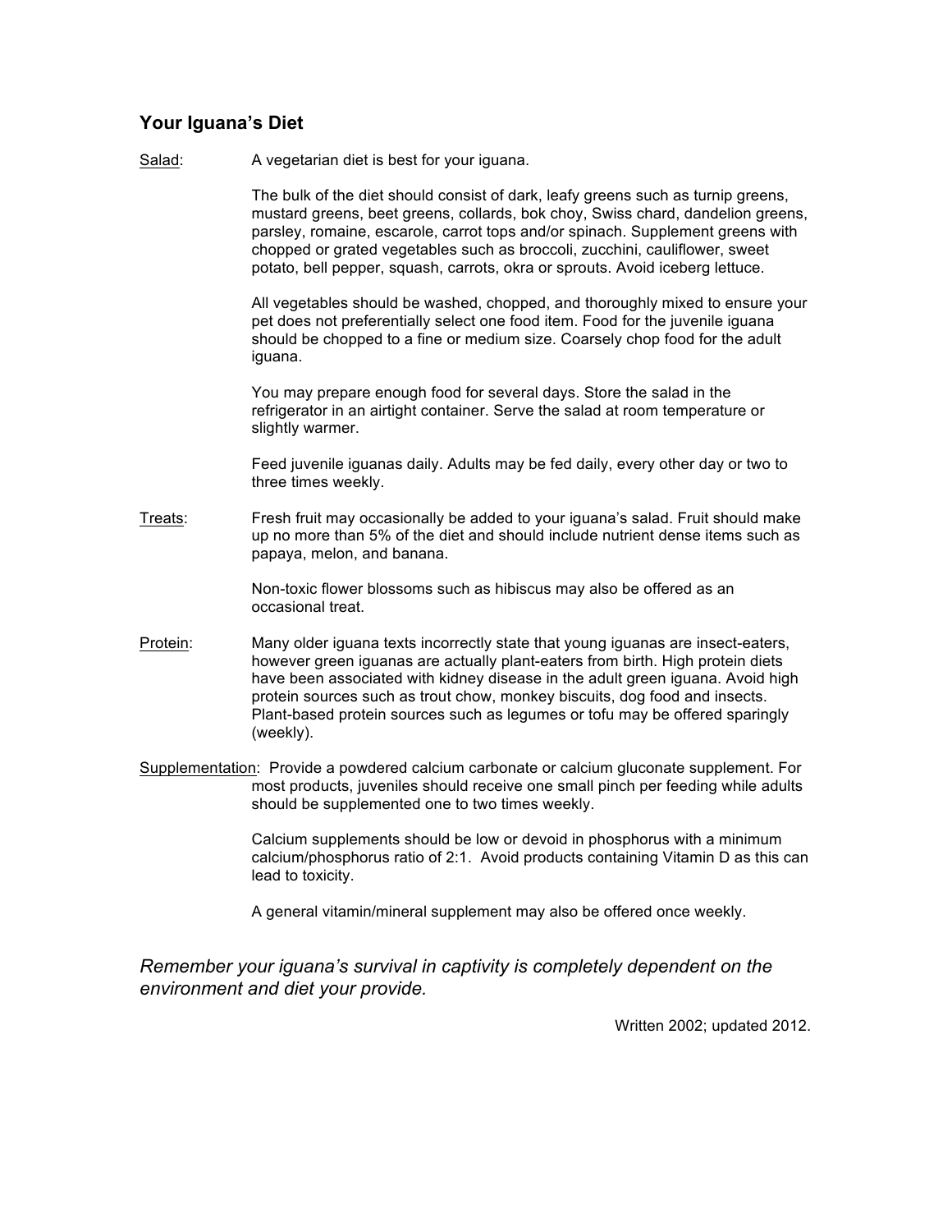## Your Iguana's Diet

Salad: A vegetarian diet is best for your iguana.

The bulk of the diet should consist of dark, leafy greens such as turnip greens, mustard greens, beet greens, collards, bok choy, Swiss chard, dandelion greens, parsley, romaine, escarole, carrot tops and/or spinach. Supplement greens with chopped or grated vegetables such as broccoli, zucchini, cauliflower, sweet potato, bell pepper, squash, carrots, okra or sprouts. Avoid iceberg lettuce.

All vegetables should be washed, chopped, and thoroughly mixed to ensure your pet does not preferentially select one food item. Food for the juvenile iguana should be chopped to a fine or medium size. Coarsely chop food for the adult iguana.

You may prepare enough food for several days. Store the salad in the refrigerator in an airtight container. Serve the salad at room temperature or slightly warmer.

Feed juvenile iguanas daily. Adults may be fed daily, every other day or two to three times weekly.

Treats: Fresh fruit may occasionally be added to your iguana's salad. Fruit should make up no more than 5% of the diet and should include nutrient dense items such as papaya, melon, and banana.

Non-toxic flower blossoms such as hibiscus may also be offered as an occasional treat.

Protein: Many older iguana texts incorrectly state that young iguanas are insect-eaters, however green iguanas are actually plant-eaters from birth. High protein diets have been associated with kidney disease in the adult green iguana. Avoid high protein sources such as trout chow, monkey biscuits, dog food and insects. Plant-based protein sources such as legumes or tofu may be offered sparingly (weekly).

Supplementation: Provide a powdered calcium carbonate or calcium gluconate supplement. For most products, juveniles should receive one small pinch per feeding while adults should be supplemented one to two times weekly.

Calcium supplements should be low or devoid in phosphorus with a minimum calcium/phosphorus ratio of 2:1. Avoid products containing Vitamin D as this can lead to toxicity.

A general vitamin/mineral supplement may also be offered once weekly.

*Remember your iguana's survival in captivity is completely dependent on the environment and diet your provide.*

Written 2002; updated 2012.